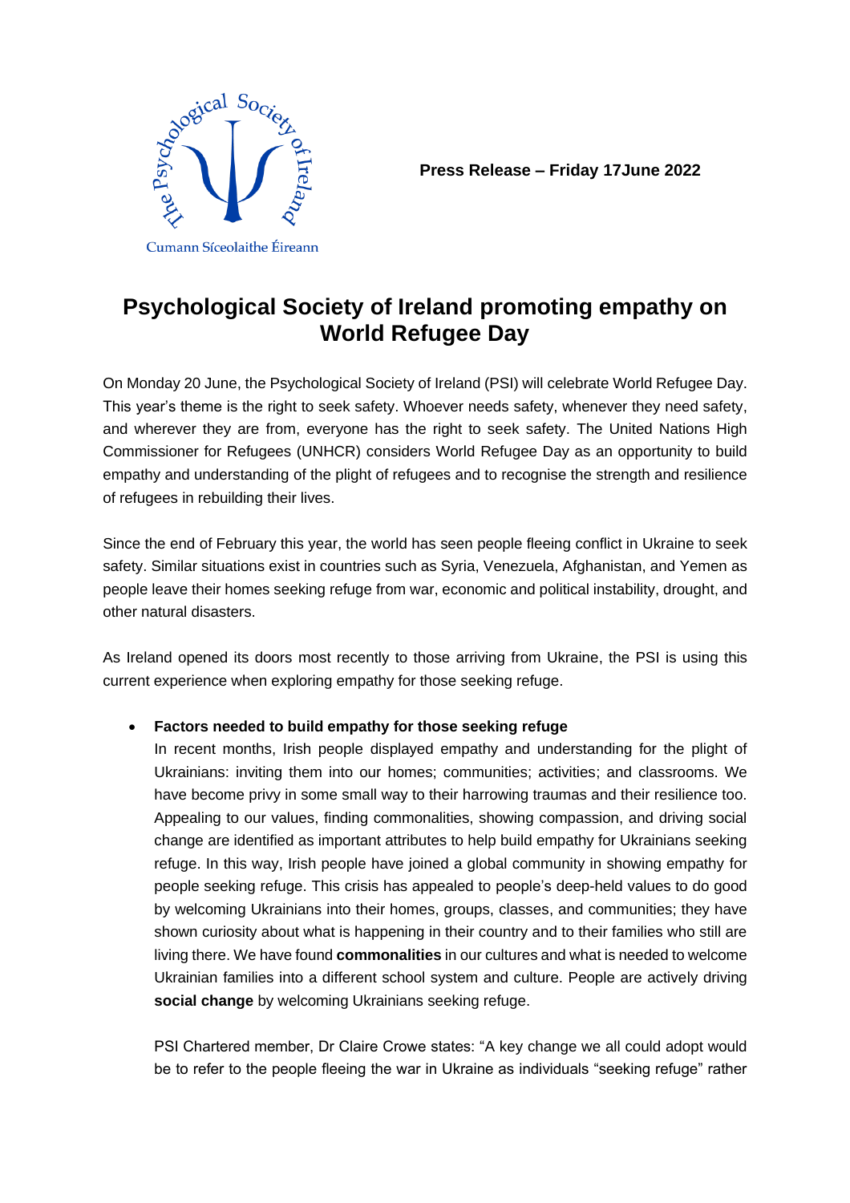The Psychological Society of Ireland

Cumann Síceolaithe Éireann

**Press Release – Friday 17June 2022**

# Psychological Society of Ireland promoting empathy on World Refugee Day

On Monday 20 June, the Psychological Society of Ireland (PSI) will celebrate World Refugee Day. This year's theme is the right to seek safety. Whoever needs safety, whenever they need safety, and wherever they are from, everyone has the right to seek safety. The United Nations High Commissioner for Refugees (UNHCR) considers World Refugee Day as an opportunity to build empathy and understanding of the plight of refugees and to recognise the strength and resilience of refugees in rebuilding their lives.

Since the end of February this year, the world has seen people fleeing conflict in Ukraine to seek safety. Similar situations exist in countries such as Syria, Venezuela, Afghanistan, and Yemen as people leave their homes seeking refuge from war, economic and political instability, drought, and other natural disasters.

As Ireland opened its doors most recently to those arriving from Ukraine, the PSI is using this current experience when exploring empathy for those seeking refuge.

- **Factors needed to build empathy for those seeking refuge**

  In recent months, Irish people displayed empathy and understanding for the plight of Ukrainians: inviting them into our homes; communities; activities; and classrooms. We have become privy in some small way to their harrowing traumas and their resilience too. Appealing to our values, finding commonalities, showing compassion, and driving social change are identified as important attributes to help build empathy for Ukrainians seeking refuge. In this way, Irish people have joined a global community in showing empathy for people seeking refuge. This crisis has appealed to people's deep-held values to do good by welcoming Ukrainians into their homes, groups, classes, and communities; they have shown curiosity about what is happening in their country and to their families who still are living there. We have found **commonalities** in our cultures and what is needed to welcome Ukrainian families into a different school system and culture. People are actively driving **social change** by welcoming Ukrainians seeking refuge.

  PSI Chartered member, Dr Claire Crowe states: "A key change we all could adopt would be to refer to the people fleeing the war in Ukraine as individuals "seeking refuge" rather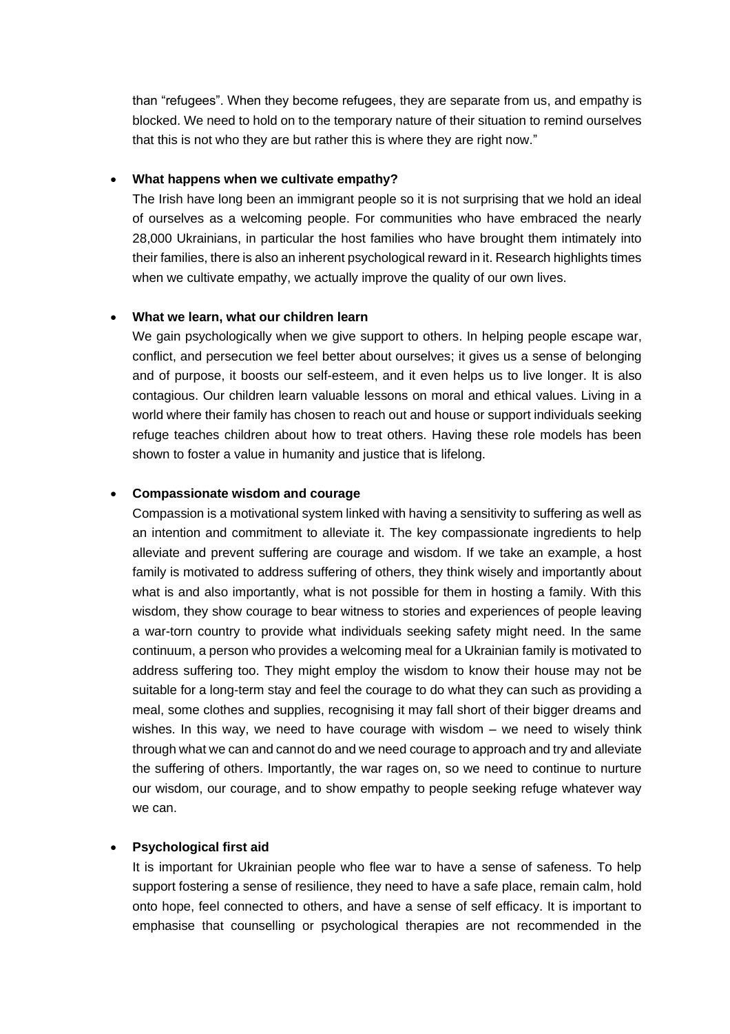than "refugees". When they become refugees, they are separate from us, and empathy is blocked. We need to hold on to the temporary nature of their situation to remind ourselves that this is not who they are but rather this is where they are right now."

- **What happens when we cultivate empathy?**

  The Irish have long been an immigrant people so it is not surprising that we hold an ideal of ourselves as a welcoming people. For communities who have embraced the nearly 28,000 Ukrainians, in particular the host families who have brought them intimately into their families, there is also an inherent psychological reward in it. Research highlights times when we cultivate empathy, we actually improve the quality of our own lives.

- **What we learn, what our children learn**

  We gain psychologically when we give support to others. In helping people escape war, conflict, and persecution we feel better about ourselves; it gives us a sense of belonging and of purpose, it boosts our self-esteem, and it even helps us to live longer. It is also contagious. Our children learn valuable lessons on moral and ethical values. Living in a world where their family has chosen to reach out and house or support individuals seeking refuge teaches children about how to treat others. Having these role models has been shown to foster a value in humanity and justice that is lifelong.

- **Compassionate wisdom and courage**

  Compassion is a motivational system linked with having a sensitivity to suffering as well as an intention and commitment to alleviate it. The key compassionate ingredients to help alleviate and prevent suffering are courage and wisdom. If we take an example, a host family is motivated to address suffering of others, they think wisely and importantly about what is and also importantly, what is not possible for them in hosting a family. With this wisdom, they show courage to bear witness to stories and experiences of people leaving a war-torn country to provide what individuals seeking safety might need. In the same continuum, a person who provides a welcoming meal for a Ukrainian family is motivated to address suffering too. They might employ the wisdom to know their house may not be suitable for a long-term stay and feel the courage to do what they can such as providing a meal, some clothes and supplies, recognising it may fall short of their bigger dreams and wishes. In this way, we need to have courage with wisdom – we need to wisely think through what we can and cannot do and we need courage to approach and try and alleviate the suffering of others. Importantly, the war rages on, so we need to continue to nurture our wisdom, our courage, and to show empathy to people seeking refuge whatever way we can.

- **Psychological first aid**

  It is important for Ukrainian people who flee war to have a sense of safeness. To help support fostering a sense of resilience, they need to have a safe place, remain calm, hold onto hope, feel connected to others, and have a sense of self efficacy. It is important to emphasise that counselling or psychological therapies are not recommended in the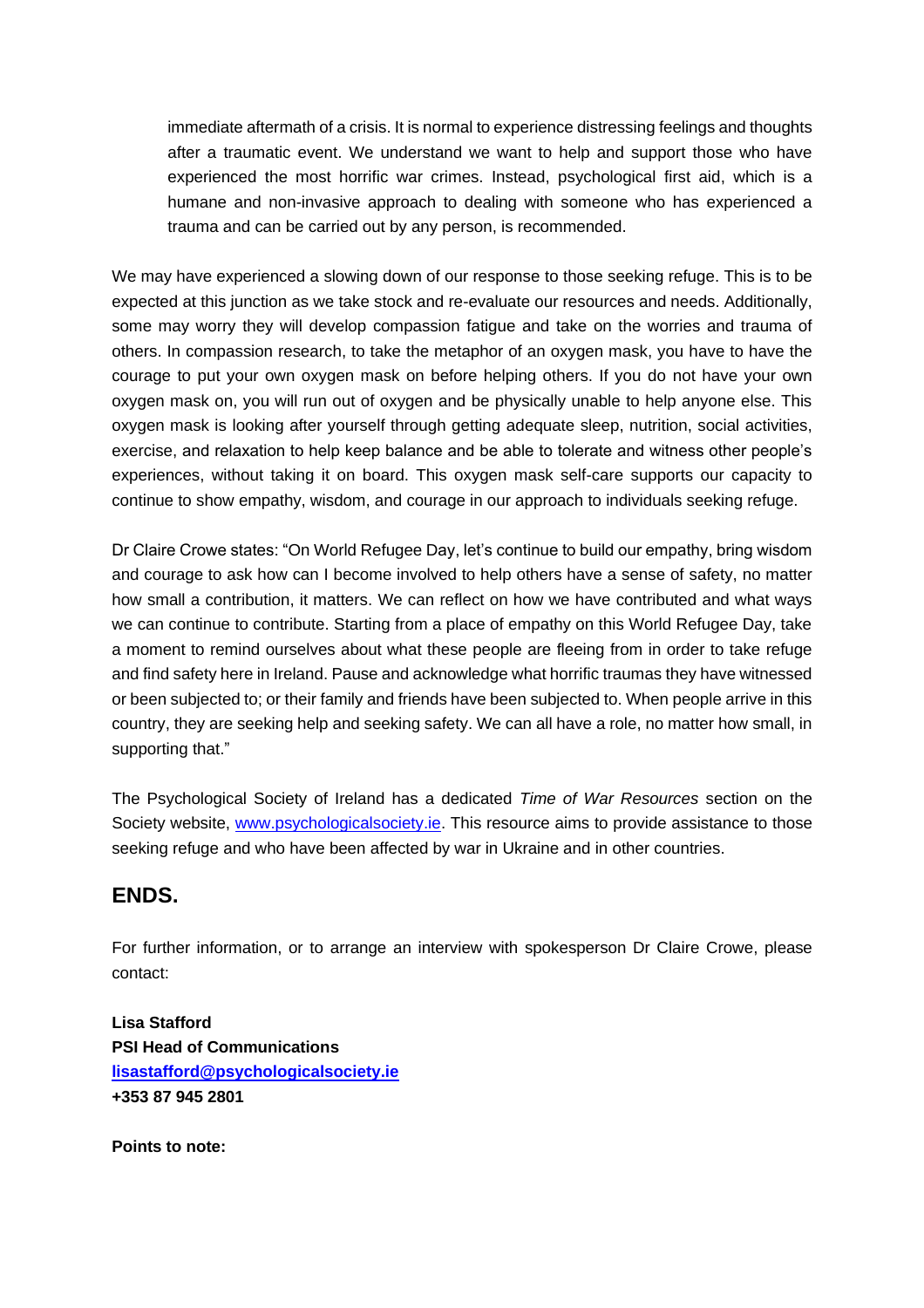> immediate aftermath of a crisis. It is normal to experience distressing feelings and thoughts after a traumatic event. We understand we want to help and support those who have experienced the most horrific war crimes. Instead, psychological first aid, which is a humane and non-invasive approach to dealing with someone who has experienced a trauma and can be carried out by any person, is recommended.

We may have experienced a slowing down of our response to those seeking refuge. This is to be expected at this junction as we take stock and re-evaluate our resources and needs. Additionally, some may worry they will develop compassion fatigue and take on the worries and trauma of others. In compassion research, to take the metaphor of an oxygen mask, you have to have the courage to put your own oxygen mask on before helping others. If you do not have your own oxygen mask on, you will run out of oxygen and be physically unable to help anyone else. This oxygen mask is looking after yourself through getting adequate sleep, nutrition, social activities, exercise, and relaxation to help keep balance and be able to tolerate and witness other people's experiences, without taking it on board. This oxygen mask self-care supports our capacity to continue to show empathy, wisdom, and courage in our approach to individuals seeking refuge.

Dr Claire Crowe states: "On World Refugee Day, let's continue to build our empathy, bring wisdom and courage to ask how can I become involved to help others have a sense of safety, no matter how small a contribution, it matters. We can reflect on how we have contributed and what ways we can continue to contribute. Starting from a place of empathy on this World Refugee Day, take a moment to remind ourselves about what these people are fleeing from in order to take refuge and find safety here in Ireland. Pause and acknowledge what horrific traumas they have witnessed or been subjected to; or their family and friends have been subjected to. When people arrive in this country, they are seeking help and seeking safety. We can all have a role, no matter how small, in supporting that."

The Psychological Society of Ireland has a dedicated *Time of War Resources* section on the Society website, [www.psychologicalsociety.ie](www.psychologicalsociety.ie). This resource aims to provide assistance to those seeking refuge and who have been affected by war in Ukraine and in other countries.

## ENDS.

For further information, or to arrange an interview with spokesperson Dr Claire Crowe, please contact:

**Lisa Stafford**
**PSI Head of Communications**
**[lisastafford@psychologicalsociety.ie](mailto:lisastafford@psychologicalsociety.ie)**
**+353 87 945 2801**

**Points to note:**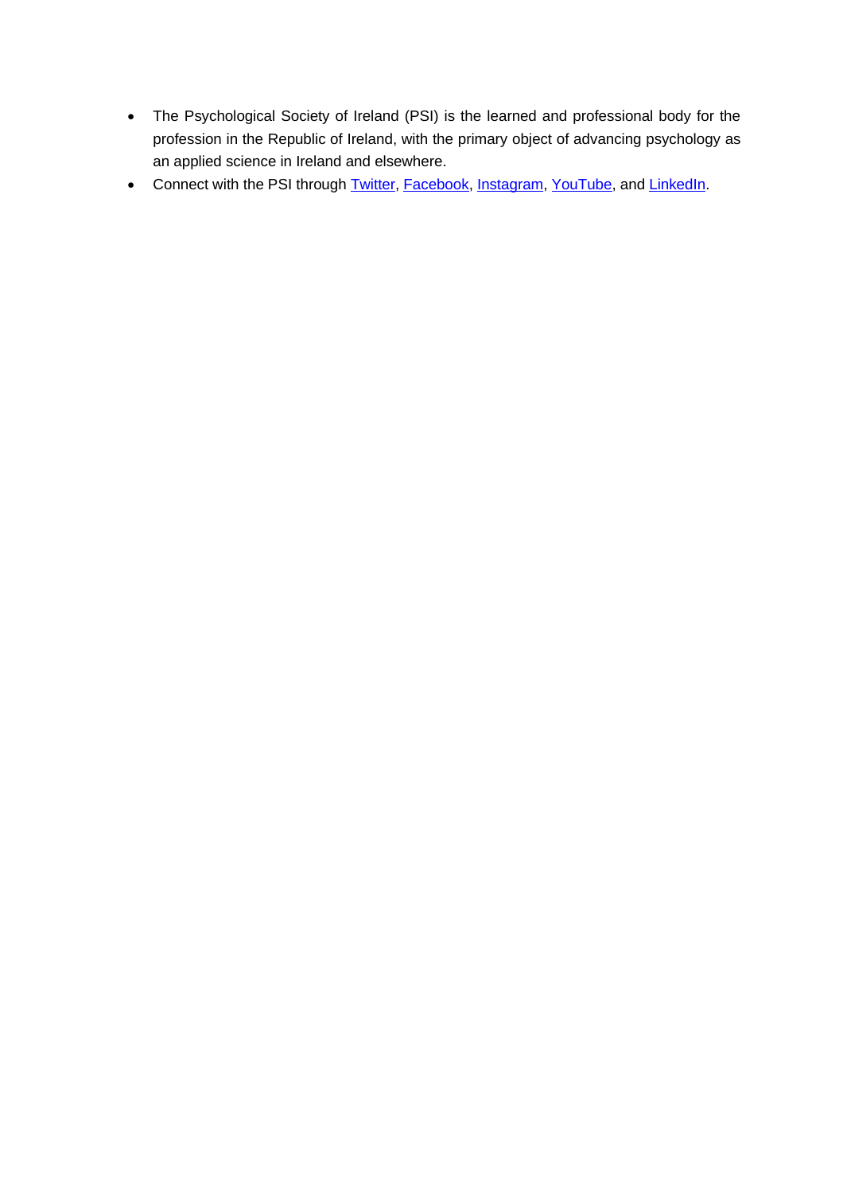- The Psychological Society of Ireland (PSI) is the learned and professional body for the profession in the Republic of Ireland, with the primary object of advancing psychology as an applied science in Ireland and elsewhere.
- Connect with the PSI through Twitter, Facebook, Instagram, YouTube, and LinkedIn.